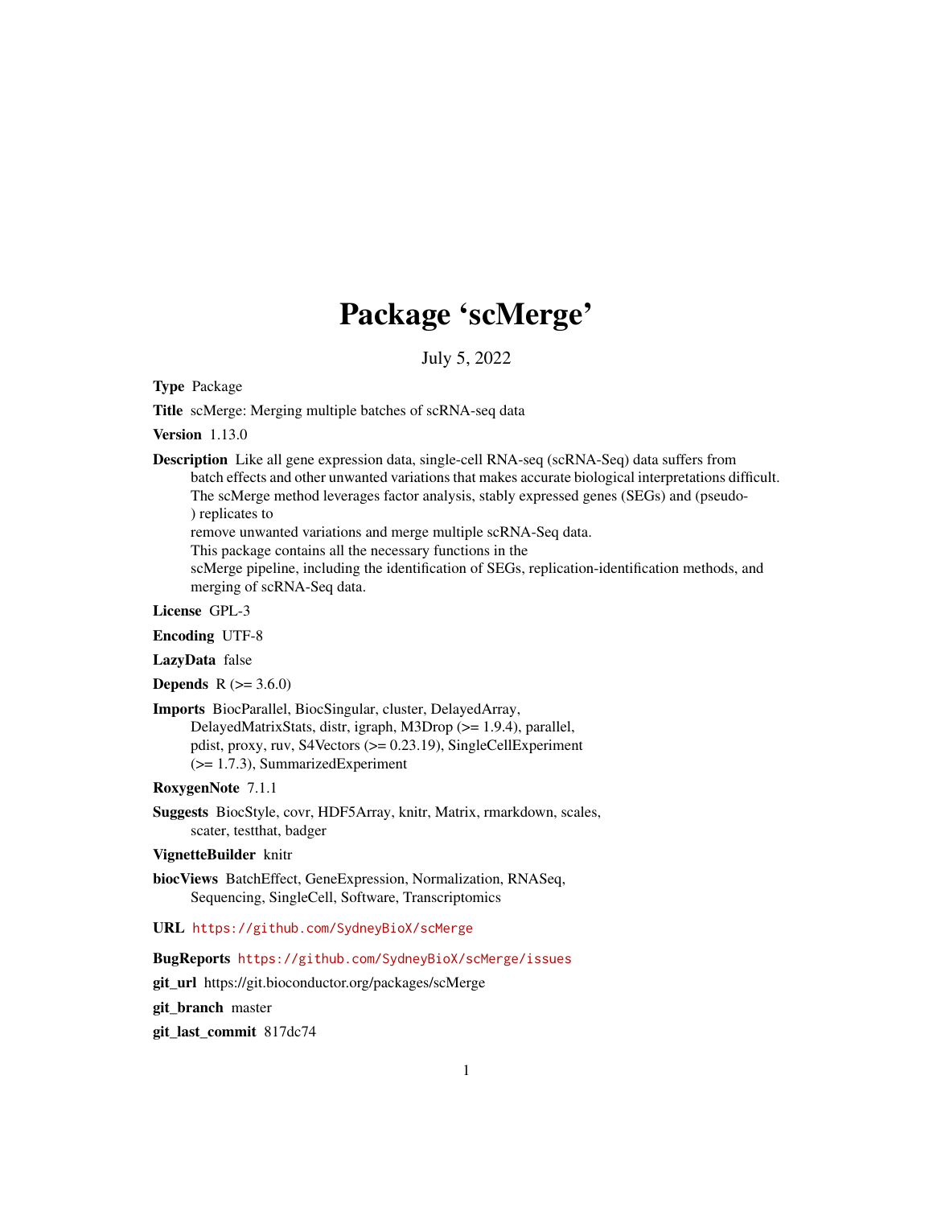# Package 'scMerge'

July 5, 2022

**Type** Package

**Title** scMerge: Merging multiple batches of scRNA-seq data

**Version** 1.13.0

**Description** Like all gene expression data, single-cell RNA-seq (scRNA-Seq) data suffers from batch effects and other unwanted variations that makes accurate biological interpretations difficult. The scMerge method leverages factor analysis, stably expressed genes (SEGs) and (pseudo-) replicates to remove unwanted variations and merge multiple scRNA-Seq data. This package contains all the necessary functions in the scMerge pipeline, including the identification of SEGs, replication-identification methods, and merging of scRNA-Seq data.

**License** GPL-3

**Encoding** UTF-8

**LazyData** false

**Depends** R (>= 3.6.0)

**Imports** BiocParallel, BiocSingular, cluster, DelayedArray, DelayedMatrixStats, distr, igraph, M3Drop (>= 1.9.4), parallel, pdist, proxy, ruv, S4Vectors (>= 0.23.19), SingleCellExperiment (>= 1.7.3), SummarizedExperiment

**RoxygenNote** 7.1.1

**Suggests** BiocStyle, covr, HDF5Array, knitr, Matrix, rmarkdown, scales, scater, testthat, badger

**VignetteBuilder** knitr

**biocViews** BatchEffect, GeneExpression, Normalization, RNASeq, Sequencing, SingleCell, Software, Transcriptomics

**URL** https://github.com/SydneyBioX/scMerge

**BugReports** https://github.com/SydneyBioX/scMerge/issues

**git_url** https://git.bioconductor.org/packages/scMerge

**git_branch** master

**git_last_commit** 817dc74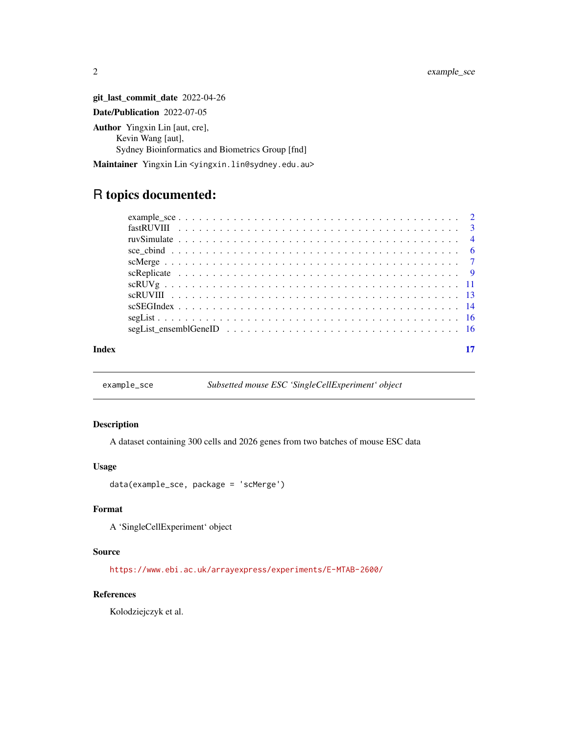**git_last_commit_date** 2022-04-26

**Date/Publication** 2022-07-05

**Author** Yingxin Lin [aut, cre],
Kevin Wang [aut],
Sydney Bioinformatics and Biometrics Group [fnd]

**Maintainer** Yingxin Lin <yingxin.lin@sydney.edu.au>

# R topics documented:

- example_sce . . . 2
- fastRUVIII . . . 3
- ruvSimulate . . . 4
- sce_cbind . . . 6
- scMerge . . . 7
- scReplicate . . . 9
- scRUVg . . . 11
- scRUVIII . . . 13
- scSEGIndex . . . 14
- segList . . . 16
- segList_ensemblGeneID . . . 16

**Index** **17**

---

`example_sce` *Subsetted mouse ESC 'SingleCellExperiment' object*

---

### Description

A dataset containing 300 cells and 2026 genes from two batches of mouse ESC data

### Usage

```
data(example_sce, package = 'scMerge')
```

### Format

A 'SingleCellExperiment' object

### Source

https://www.ebi.ac.uk/arrayexpress/experiments/E-MTAB-2600/

### References

Kolodziejczyk et al.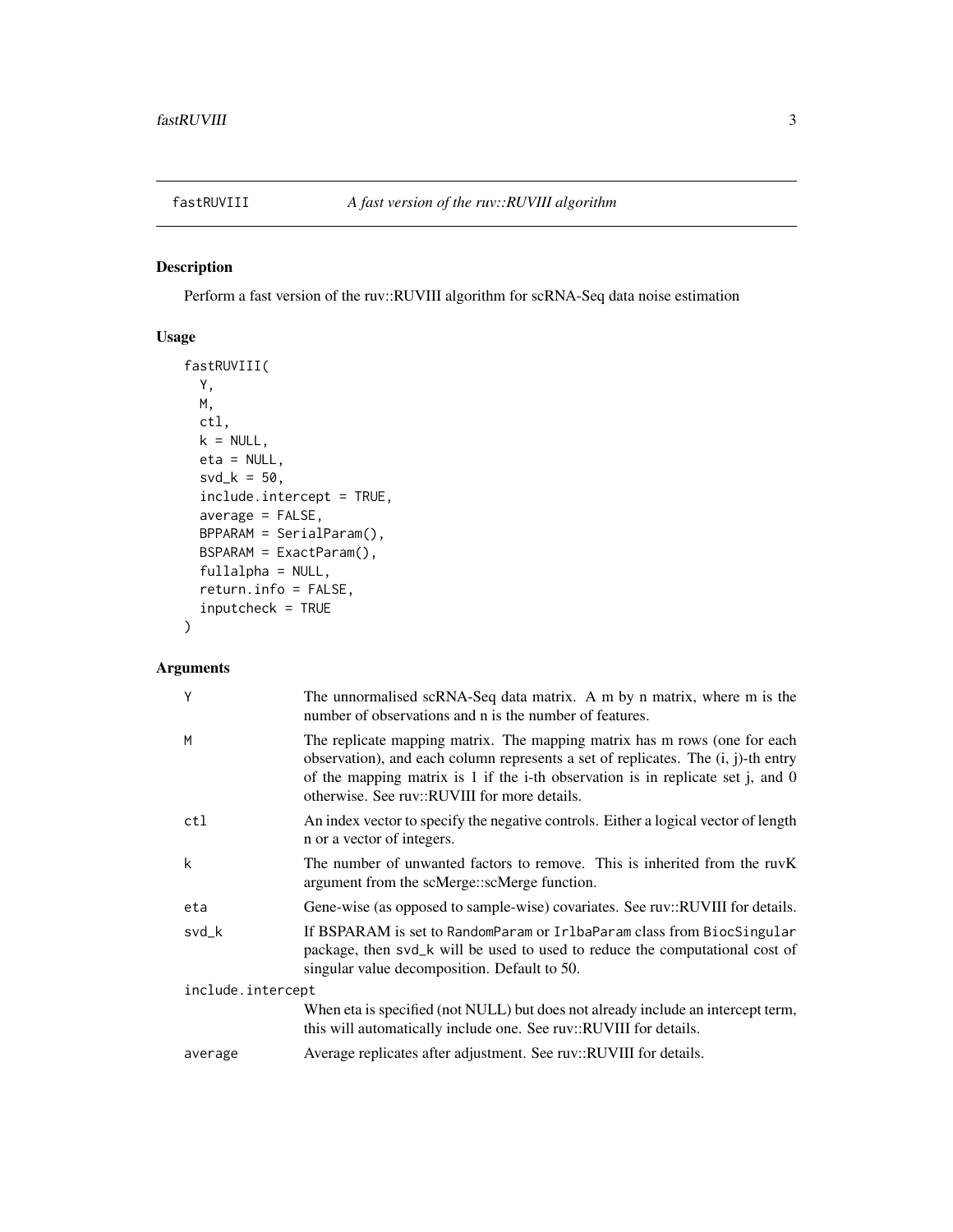## fastRUVIII — *A fast version of the ruv::RUVIII algorithm*

### Description

Perform a fast version of the ruv::RUVIII algorithm for scRNA-Seq data noise estimation

### Usage

```
fastRUVIII(
  Y,
  M,
  ctl,
  k = NULL,
  eta = NULL,
  svd_k = 50,
  include.intercept = TRUE,
  average = FALSE,
  BPPARAM = SerialParam(),
  BSPARAM = ExactParam(),
  fullalpha = NULL,
  return.info = FALSE,
  inputcheck = TRUE
)
```

### Arguments

| Argument | Description |
|---|---|
| `Y` | The unnormalised scRNA-Seq data matrix. A m by n matrix, where m is the number of observations and n is the number of features. |
| `M` | The replicate mapping matrix. The mapping matrix has m rows (one for each observation), and each column represents a set of replicates. The (i, j)-th entry of the mapping matrix is 1 if the i-th observation is in replicate set j, and 0 otherwise. See ruv::RUVIII for more details. |
| `ctl` | An index vector to specify the negative controls. Either a logical vector of length n or a vector of integers. |
| `k` | The number of unwanted factors to remove. This is inherited from the ruvK argument from the scMerge::scMerge function. |
| `eta` | Gene-wise (as opposed to sample-wise) covariates. See ruv::RUVIII for details. |
| `svd_k` | If BSPARAM is set to `RandomParam` or `IrlbaParam` class from `BiocSingular` package, then `svd_k` will be used to used to reduce the computational cost of singular value decomposition. Default to 50. |
| `include.intercept` | When eta is specified (not NULL) but does not already include an intercept term, this will automatically include one. See ruv::RUVIII for details. |
| `average` | Average replicates after adjustment. See ruv::RUVIII for details. |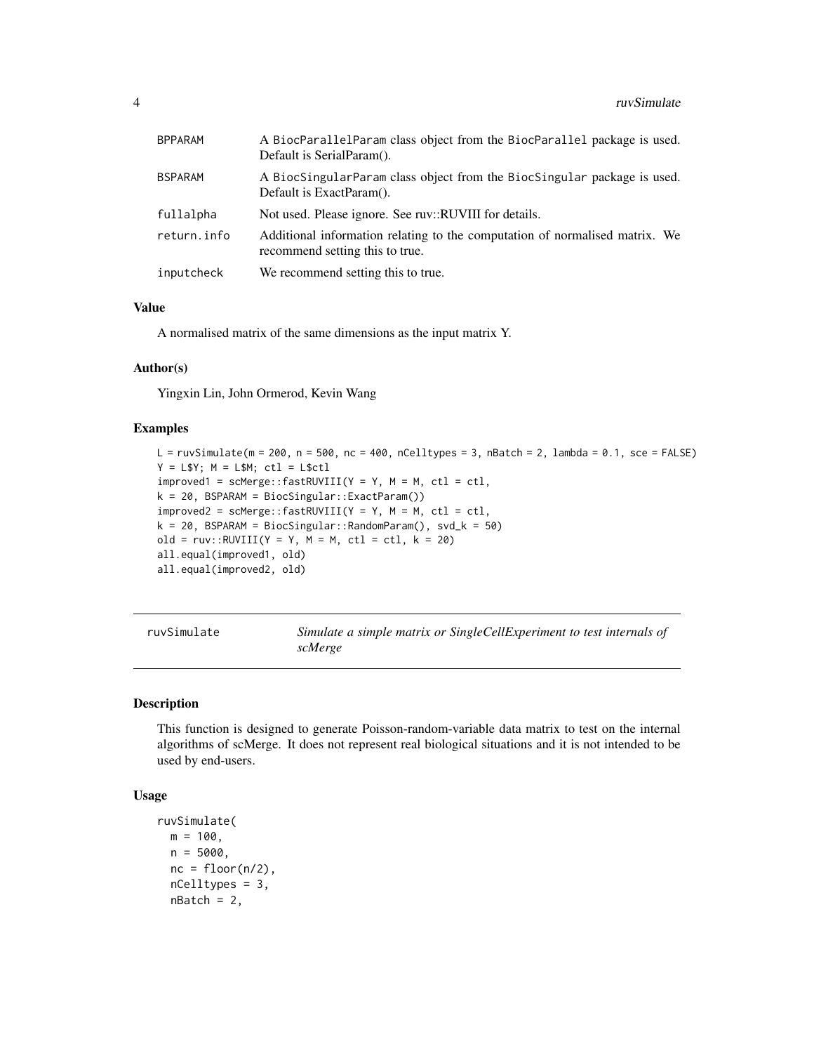| | |
|---|---|
| BPPARAM | A BiocParallelParam class object from the BiocParallel package is used. Default is SerialParam(). |
| BSPARAM | A BiocSingularParam class object from the BiocSingular package is used. Default is ExactParam(). |
| fullalpha | Not used. Please ignore. See ruv::RUVIII for details. |
| return.info | Additional information relating to the computation of normalised matrix. We recommend setting this to true. |
| inputcheck | We recommend setting this to true. |

### Value

A normalised matrix of the same dimensions as the input matrix Y.

### Author(s)

Yingxin Lin, John Ormerod, Kevin Wang

### Examples

```
L = ruvSimulate(m = 200, n = 500, nc = 400, nCelltypes = 3, nBatch = 2, lambda = 0.1, sce = FALSE)
Y = L$Y; M = L$M; ctl = L$ctl
improved1 = scMerge::fastRUVIII(Y = Y, M = M, ctl = ctl,
k = 20, BSPARAM = BiocSingular::ExactParam())
improved2 = scMerge::fastRUVIII(Y = Y, M = M, ctl = ctl,
k = 20, BSPARAM = BiocSingular::RandomParam(), svd_k = 50)
old = ruv::RUVIII(Y = Y, M = M, ctl = ctl, k = 20)
all.equal(improved1, old)
all.equal(improved2, old)
```

---

## ruvSimulate — *Simulate a simple matrix or SingleCellExperiment to test internals of scMerge*

### Description

This function is designed to generate Poisson-random-variable data matrix to test on the internal algorithms of scMerge. It does not represent real biological situations and it is not intended to be used by end-users.

### Usage

```
ruvSimulate(
  m = 100,
  n = 5000,
  nc = floor(n/2),
  nCelltypes = 3,
  nBatch = 2,
```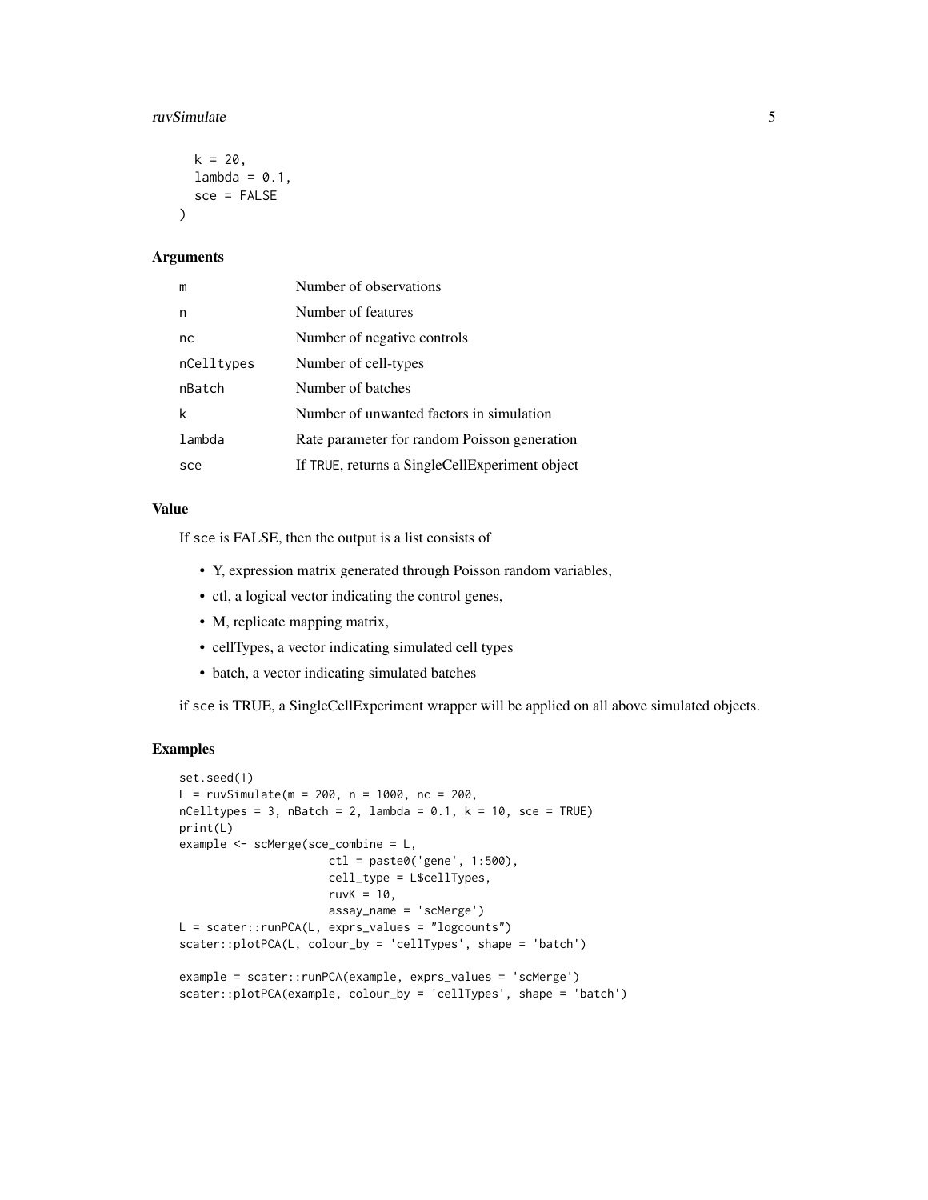```
  k = 20,
  lambda = 0.1,
  sce = FALSE
)
```

### Arguments

| | |
|---|---|
| m | Number of observations |
| n | Number of features |
| nc | Number of negative controls |
| nCelltypes | Number of cell-types |
| nBatch | Number of batches |
| k | Number of unwanted factors in simulation |
| lambda | Rate parameter for random Poisson generation |
| sce | If TRUE, returns a SingleCellExperiment object |

### Value

If sce is FALSE, then the output is a list consists of

- Y, expression matrix generated through Poisson random variables,
- ctl, a logical vector indicating the control genes,
- M, replicate mapping matrix,
- cellTypes, a vector indicating simulated cell types
- batch, a vector indicating simulated batches

if sce is TRUE, a SingleCellExperiment wrapper will be applied on all above simulated objects.

### Examples

```
set.seed(1)
L = ruvSimulate(m = 200, n = 1000, nc = 200,
nCelltypes = 3, nBatch = 2, lambda = 0.1, k = 10, sce = TRUE)
print(L)
example <- scMerge(sce_combine = L,
                   ctl = paste0('gene', 1:500),
                   cell_type = L$cellTypes,
                   ruvK = 10,
                   assay_name = 'scMerge')
L = scater::runPCA(L, exprs_values = "logcounts")
scater::plotPCA(L, colour_by = 'cellTypes', shape = 'batch')

example = scater::runPCA(example, exprs_values = 'scMerge')
scater::plotPCA(example, colour_by = 'cellTypes', shape = 'batch')
```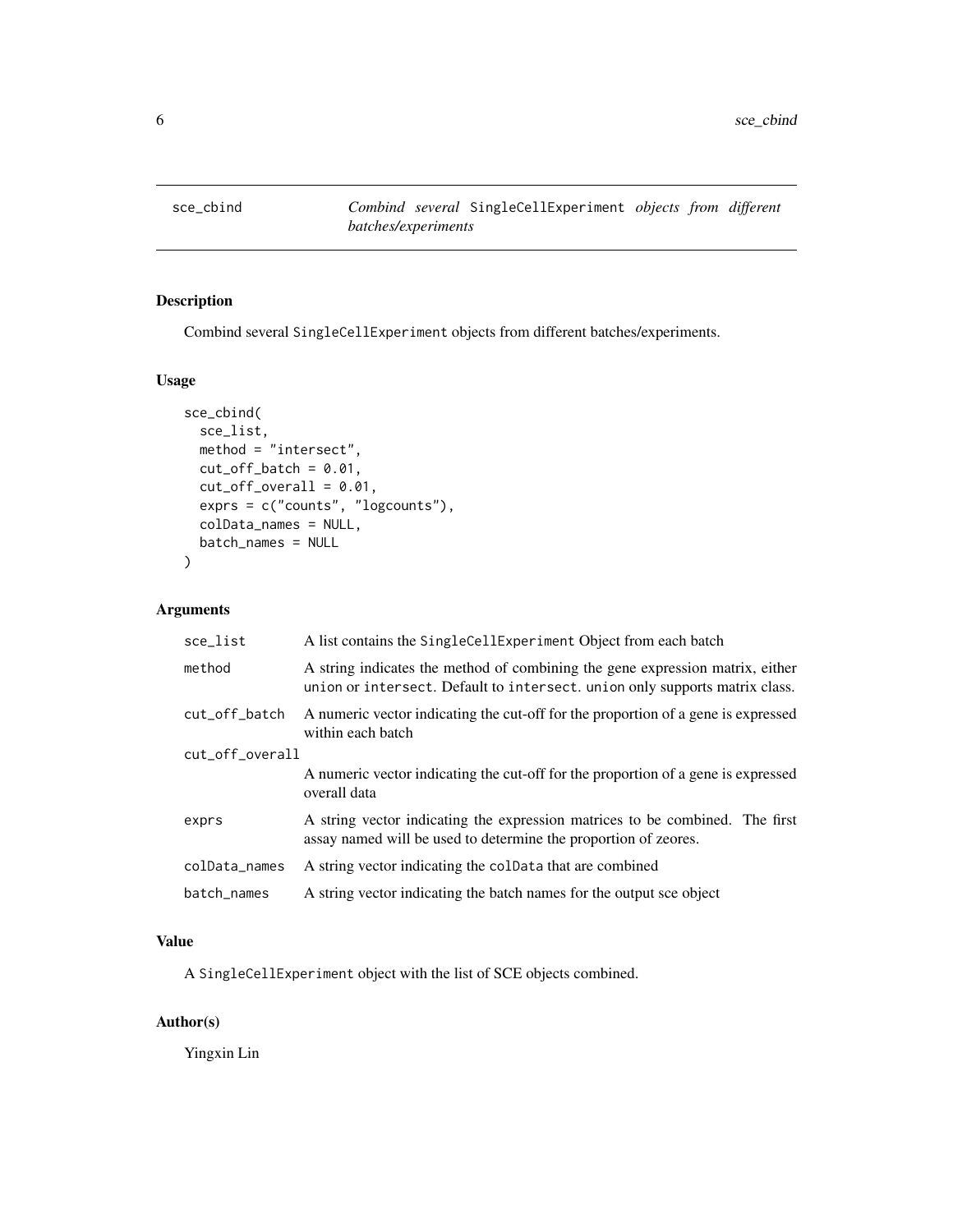## sce_cbind — *Combind several* SingleCellExperiment *objects from different batches/experiments*

### Description

Combind several SingleCellExperiment objects from different batches/experiments.

### Usage

```
sce_cbind(
  sce_list,
  method = "intersect",
  cut_off_batch = 0.01,
  cut_off_overall = 0.01,
  exprs = c("counts", "logcounts"),
  colData_names = NULL,
  batch_names = NULL
)
```

### Arguments

| Argument | Description |
|---|---|
| sce_list | A list contains the SingleCellExperiment Object from each batch |
| method | A string indicates the method of combining the gene expression matrix, either union or intersect. Default to intersect. union only supports matrix class. |
| cut_off_batch | A numeric vector indicating the cut-off for the proportion of a gene is expressed within each batch |
| cut_off_overall | A numeric vector indicating the cut-off for the proportion of a gene is expressed overall data |
| exprs | A string vector indicating the expression matrices to be combined. The first assay named will be used to determine the proportion of zeores. |
| colData_names | A string vector indicating the colData that are combined |
| batch_names | A string vector indicating the batch names for the output sce object |

### Value

A SingleCellExperiment object with the list of SCE objects combined.

### Author(s)

Yingxin Lin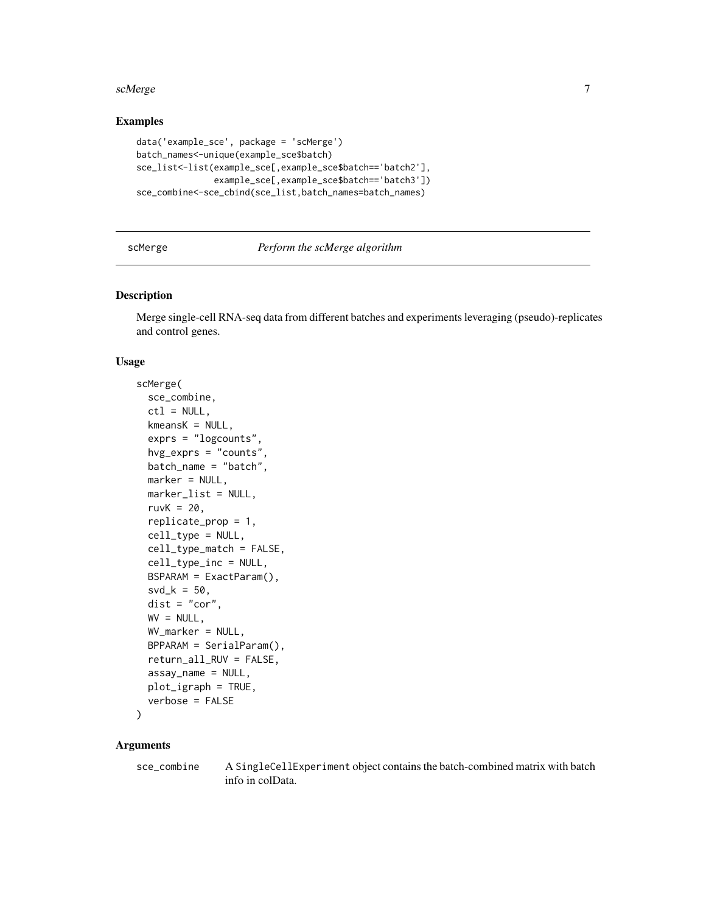## Examples

```
data('example_sce', package = 'scMerge')
batch_names<-unique(example_sce$batch)
sce_list<-list(example_sce[,example_sce$batch=='batch2'],
               example_sce[,example_sce$batch=='batch3'])
sce_combine<-sce_cbind(sce_list,batch_names=batch_names)
```

---

# scMerge *Perform the scMerge algorithm*

## Description

Merge single-cell RNA-seq data from different batches and experiments leveraging (pseudo)-replicates and control genes.

## Usage

```
scMerge(
  sce_combine,
  ctl = NULL,
  kmeansK = NULL,
  exprs = "logcounts",
  hvg_exprs = "counts",
  batch_name = "batch",
  marker = NULL,
  marker_list = NULL,
  ruvK = 20,
  replicate_prop = 1,
  cell_type = NULL,
  cell_type_match = FALSE,
  cell_type_inc = NULL,
  BSPARAM = ExactParam(),
  svd_k = 50,
  dist = "cor",
  WV = NULL,
  WV_marker = NULL,
  BPPARAM = SerialParam(),
  return_all_RUV = FALSE,
  assay_name = NULL,
  plot_igraph = TRUE,
  verbose = FALSE
)
```

## Arguments

`sce_combine` A `SingleCellExperiment` object contains the batch-combined matrix with batch info in colData.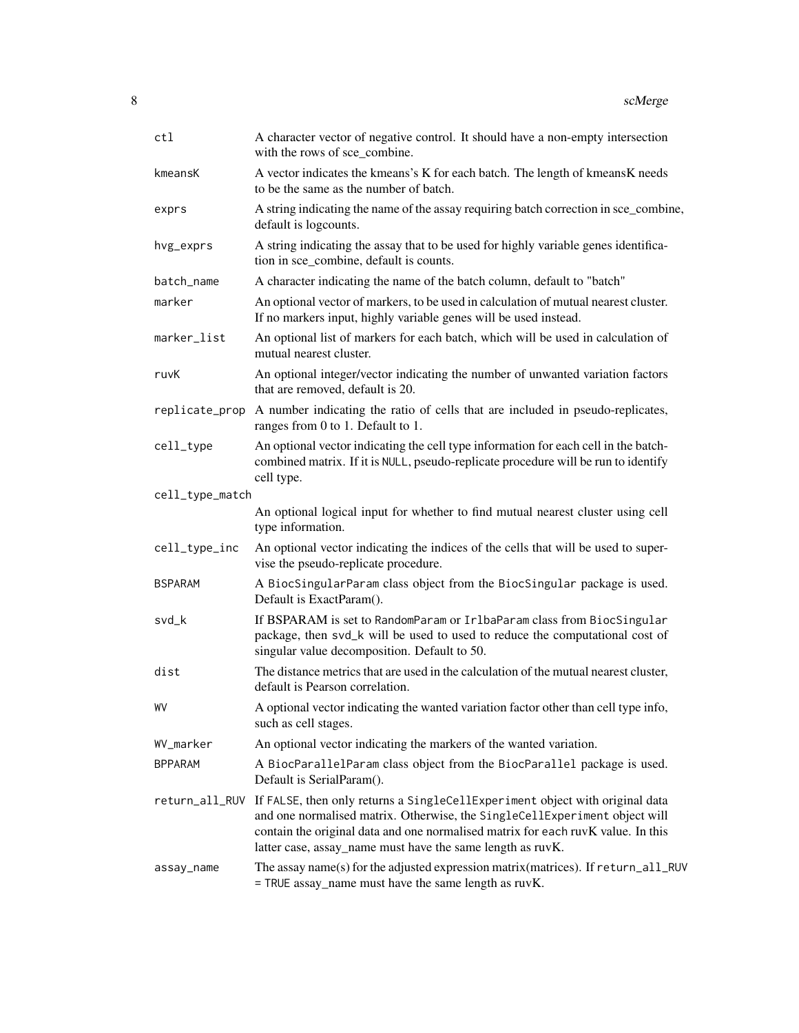| Argument | Description |
| --- | --- |
| `ctl` | A character vector of negative control. It should have a non-empty intersection with the rows of sce_combine. |
| `kmeansK` | A vector indicates the kmeans's K for each batch. The length of kmeansK needs to be the same as the number of batch. |
| `exprs` | A string indicating the name of the assay requiring batch correction in sce_combine, default is logcounts. |
| `hvg_exprs` | A string indicating the assay that to be used for highly variable genes identification in sce_combine, default is counts. |
| `batch_name` | A character indicating the name of the batch column, default to "batch" |
| `marker` | An optional vector of markers, to be used in calculation of mutual nearest cluster. If no markers input, highly variable genes will be used instead. |
| `marker_list` | An optional list of markers for each batch, which will be used in calculation of mutual nearest cluster. |
| `ruvK` | An optional integer/vector indicating the number of unwanted variation factors that are removed, default is 20. |
| `replicate_prop` | A number indicating the ratio of cells that are included in pseudo-replicates, ranges from 0 to 1. Default to 1. |
| `cell_type` | An optional vector indicating the cell type information for each cell in the batch-combined matrix. If it is `NULL`, pseudo-replicate procedure will be run to identify cell type. |
| `cell_type_match` | An optional logical input for whether to find mutual nearest cluster using cell type information. |
| `cell_type_inc` | An optional vector indicating the indices of the cells that will be used to supervise the pseudo-replicate procedure. |
| `BSPARAM` | A `BiocSingularParam` class object from the `BiocSingular` package is used. Default is ExactParam(). |
| `svd_k` | If BSPARAM is set to `RandomParam` or `IrlbaParam` class from `BiocSingular` package, then `svd_k` will be used to used to reduce the computational cost of singular value decomposition. Default to 50. |
| `dist` | The distance metrics that are used in the calculation of the mutual nearest cluster, default is Pearson correlation. |
| `WV` | A optional vector indicating the wanted variation factor other than cell type info, such as cell stages. |
| `WV_marker` | An optional vector indicating the markers of the wanted variation. |
| `BPPARAM` | A `BiocParallelParam` class object from the `BiocParallel` package is used. Default is SerialParam(). |
| `return_all_RUV` | If `FALSE`, then only returns a `SingleCellExperiment` object with original data and one normalised matrix. Otherwise, the `SingleCellExperiment` object will contain the original data and one normalised matrix for `each` ruvK value. In this latter case, assay_name must have the same length as ruvK. |
| `assay_name` | The assay name(s) for the adjusted expression matrix(matrices). If `return_all_RUV = TRUE` assay_name must have the same length as ruvK. |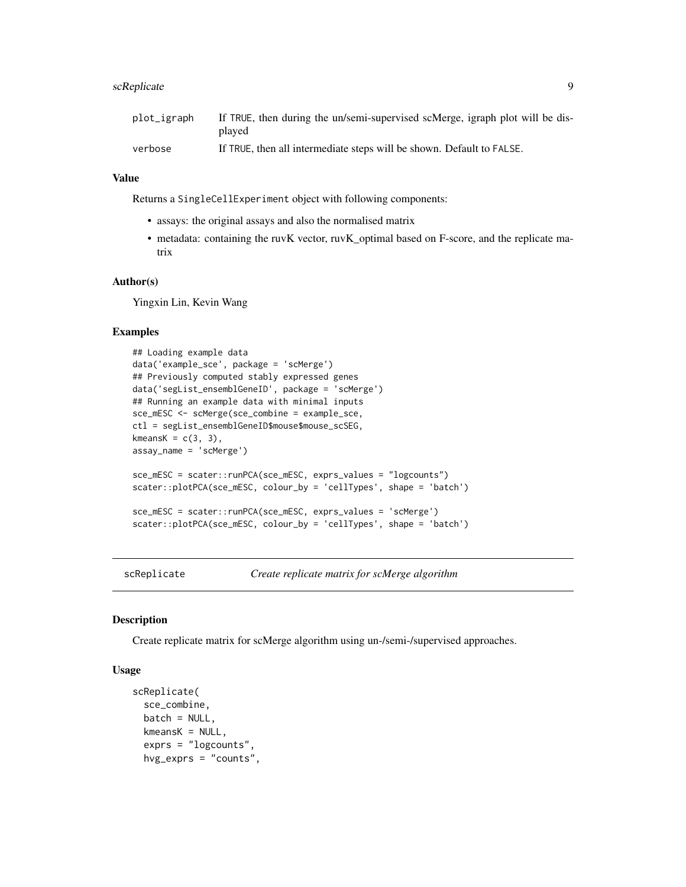| | |
|---|---|
| plot_igraph | If TRUE, then during the un/semi-supervised scMerge, igraph plot will be displayed |
| verbose | If TRUE, then all intermediate steps will be shown. Default to FALSE. |

### Value

Returns a SingleCellExperiment object with following components:

- assays: the original assays and also the normalised matrix
- metadata: containing the ruvK vector, ruvK_optimal based on F-score, and the replicate matrix

### Author(s)

Yingxin Lin, Kevin Wang

### Examples

```
## Loading example data
data('example_sce', package = 'scMerge')
## Previously computed stably expressed genes
data('segList_ensemblGeneID', package = 'scMerge')
## Running an example data with minimal inputs
sce_mESC <- scMerge(sce_combine = example_sce,
ctl = segList_ensemblGeneID$mouse$mouse_scSEG,
kmeansK = c(3, 3),
assay_name = 'scMerge')

sce_mESC = scater::runPCA(sce_mESC, exprs_values = "logcounts")
scater::plotPCA(sce_mESC, colour_by = 'cellTypes', shape = 'batch')

sce_mESC = scater::runPCA(sce_mESC, exprs_values = 'scMerge')
scater::plotPCA(sce_mESC, colour_by = 'cellTypes', shape = 'batch')
```

---

## scReplicate    *Create replicate matrix for scMerge algorithm*

---

### Description

Create replicate matrix for scMerge algorithm using un-/semi-/supervised approaches.

### Usage

```
scReplicate(
  sce_combine,
  batch = NULL,
  kmeansK = NULL,
  exprs = "logcounts",
  hvg_exprs = "counts",
```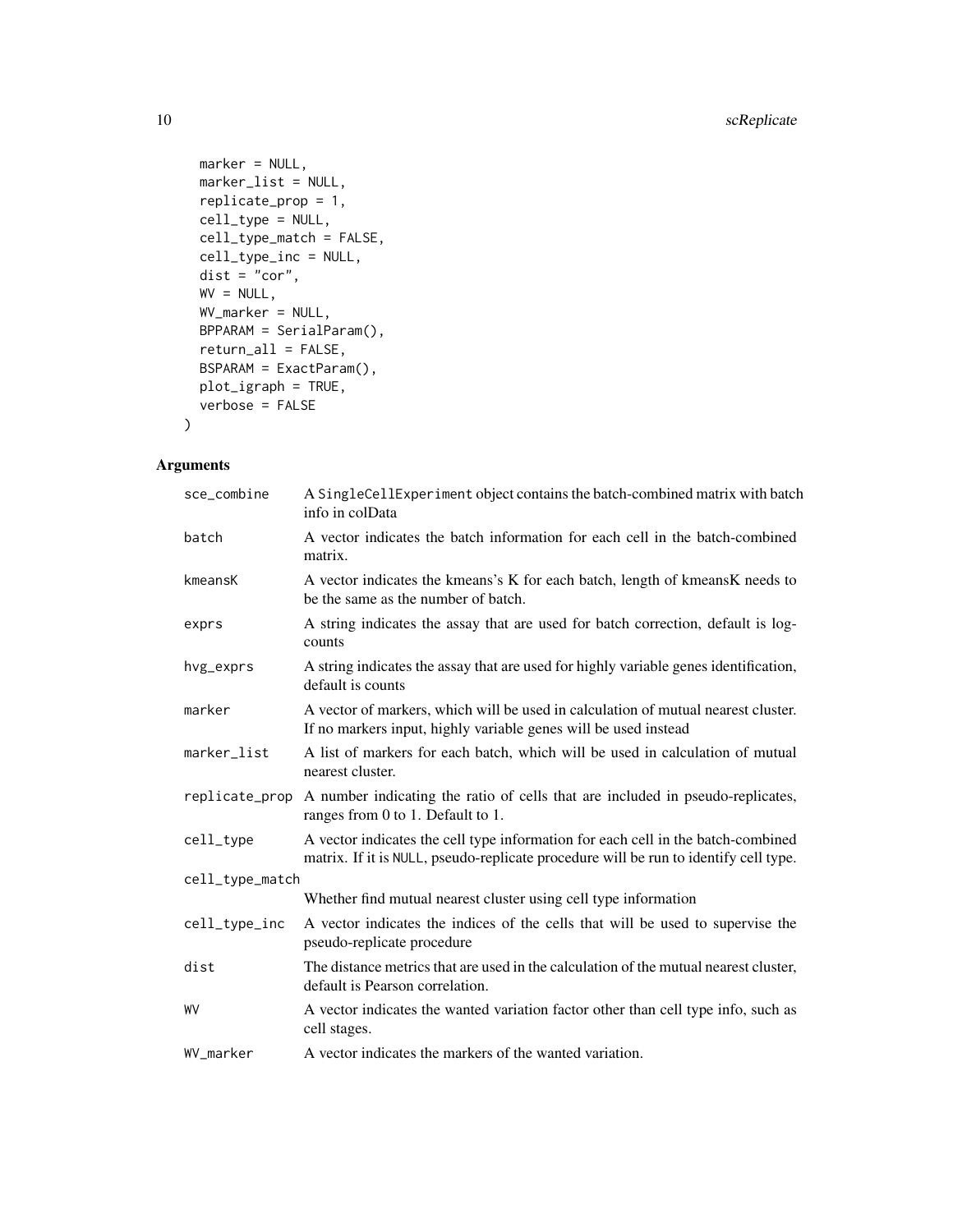```
  marker = NULL,
  marker_list = NULL,
  replicate_prop = 1,
  cell_type = NULL,
  cell_type_match = FALSE,
  cell_type_inc = NULL,
  dist = "cor",
  WV = NULL,
  WV_marker = NULL,
  BPPARAM = SerialParam(),
  return_all = FALSE,
  BSPARAM = ExactParam(),
  plot_igraph = TRUE,
  verbose = FALSE
)
```

## Arguments

| | |
|---|---|
| sce_combine | A SingleCellExperiment object contains the batch-combined matrix with batch info in colData |
| batch | A vector indicates the batch information for each cell in the batch-combined matrix. |
| kmeansK | A vector indicates the kmeans's K for each batch, length of kmeansK needs to be the same as the number of batch. |
| exprs | A string indicates the assay that are used for batch correction, default is log-counts |
| hvg_exprs | A string indicates the assay that are used for highly variable genes identification, default is counts |
| marker | A vector of markers, which will be used in calculation of mutual nearest cluster. If no markers input, highly variable genes will be used instead |
| marker_list | A list of markers for each batch, which will be used in calculation of mutual nearest cluster. |
| replicate_prop | A number indicating the ratio of cells that are included in pseudo-replicates, ranges from 0 to 1. Default to 1. |
| cell_type | A vector indicates the cell type information for each cell in the batch-combined matrix. If it is NULL, pseudo-replicate procedure will be run to identify cell type. |
| cell_type_match | Whether find mutual nearest cluster using cell type information |
| cell_type_inc | A vector indicates the indices of the cells that will be used to supervise the pseudo-replicate procedure |
| dist | The distance metrics that are used in the calculation of the mutual nearest cluster, default is Pearson correlation. |
| WV | A vector indicates the wanted variation factor other than cell type info, such as cell stages. |
| WV_marker | A vector indicates the markers of the wanted variation. |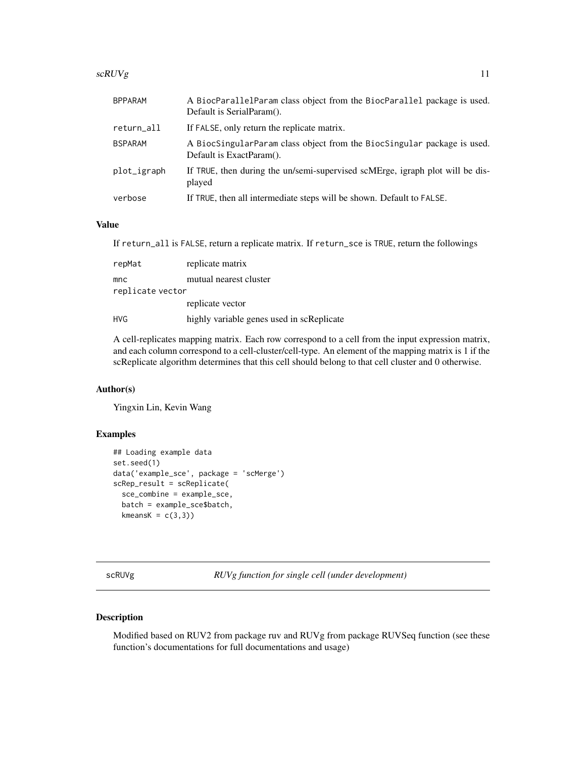| | |
|---|---|
| BPPARAM | A BiocParallelParam class object from the BiocParallel package is used. Default is SerialParam(). |
| return_all | If FALSE, only return the replicate matrix. |
| BSPARAM | A BiocSingularParam class object from the BiocSingular package is used. Default is ExactParam(). |
| plot_igraph | If TRUE, then during the un/semi-supervised scMErge, igraph plot will be displayed |
| verbose | If TRUE, then all intermediate steps will be shown. Default to FALSE. |

### Value

If return_all is FALSE, return a replicate matrix. If return_sce is TRUE, return the followings

| | |
|---|---|
| repMat | replicate matrix |
| mnc | mutual nearest cluster |
| replicate vector | replicate vector |
| HVG | highly variable genes used in scReplicate |

A cell-replicates mapping matrix. Each row correspond to a cell from the input expression matrix, and each column correspond to a cell-cluster/cell-type. An element of the mapping matrix is 1 if the scReplicate algorithm determines that this cell should belong to that cell cluster and 0 otherwise.

### Author(s)

Yingxin Lin, Kevin Wang

### Examples

```
## Loading example data
set.seed(1)
data('example_sce', package = 'scMerge')
scRep_result = scReplicate(
  sce_combine = example_sce,
  batch = example_sce$batch,
  kmeansK = c(3,3))
```

---

## scRUVg — *RUVg function for single cell (under development)*

### Description

Modified based on RUV2 from package ruv and RUVg from package RUVSeq function (see these function's documentations for full documentations and usage)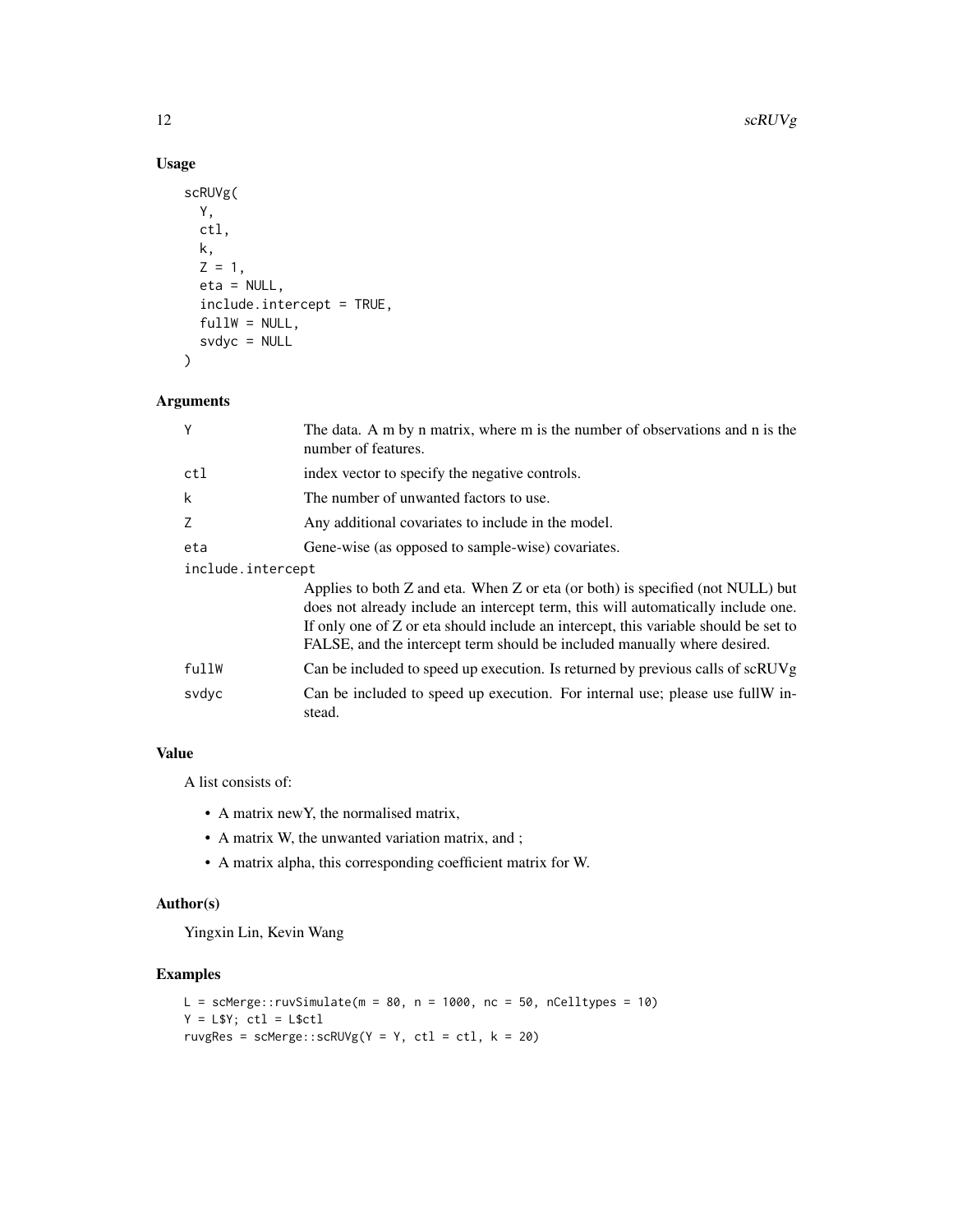## Usage

```
scRUVg(
  Y,
  ctl,
  k,
  Z = 1,
  eta = NULL,
  include.intercept = TRUE,
  fullW = NULL,
  svdyc = NULL
)
```

## Arguments

| | |
|---|---|
| Y | The data. A m by n matrix, where m is the number of observations and n is the number of features. |
| ctl | index vector to specify the negative controls. |
| k | The number of unwanted factors to use. |
| Z | Any additional covariates to include in the model. |
| eta | Gene-wise (as opposed to sample-wise) covariates. |
| include.intercept | Applies to both Z and eta. When Z or eta (or both) is specified (not NULL) but does not already include an intercept term, this will automatically include one. If only one of Z or eta should include an intercept, this variable should be set to FALSE, and the intercept term should be included manually where desired. |
| fullW | Can be included to speed up execution. Is returned by previous calls of scRUVg |
| svdyc | Can be included to speed up execution. For internal use; please use fullW instead. |

## Value

A list consists of:

- A matrix newY, the normalised matrix,
- A matrix W, the unwanted variation matrix, and ;
- A matrix alpha, this corresponding coefficient matrix for W.

## Author(s)

Yingxin Lin, Kevin Wang

## Examples

```
L = scMerge::ruvSimulate(m = 80, n = 1000, nc = 50, nCelltypes = 10)
Y = L$Y; ctl = L$ctl
ruvgRes = scMerge::scRUVg(Y = Y, ctl = ctl, k = 20)
```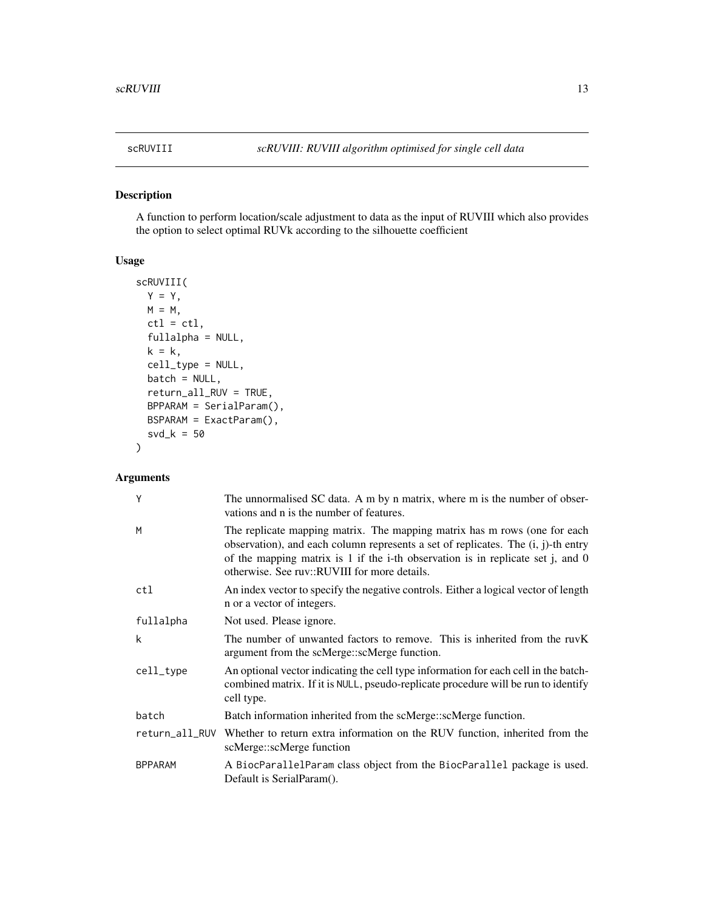# scRUVIII — *scRUVIII: RUVIII algorithm optimised for single cell data*

## Description

A function to perform location/scale adjustment to data as the input of RUVIII which also provides the option to select optimal RUVk according to the silhouette coefficient

## Usage

```
scRUVIII(
  Y = Y,
  M = M,
  ctl = ctl,
  fullalpha = NULL,
  k = k,
  cell_type = NULL,
  batch = NULL,
  return_all_RUV = TRUE,
  BPPARAM = SerialParam(),
  BSPARAM = ExactParam(),
  svd_k = 50
)
```

## Arguments

| | |
|---|---|
| `Y` | The unnormalised SC data. A m by n matrix, where m is the number of observations and n is the number of features. |
| `M` | The replicate mapping matrix. The mapping matrix has m rows (one for each observation), and each column represents a set of replicates. The (i, j)-th entry of the mapping matrix is 1 if the i-th observation is in replicate set j, and 0 otherwise. See ruv::RUVIII for more details. |
| `ctl` | An index vector to specify the negative controls. Either a logical vector of length n or a vector of integers. |
| `fullalpha` | Not used. Please ignore. |
| `k` | The number of unwanted factors to remove. This is inherited from the ruvK argument from the scMerge::scMerge function. |
| `cell_type` | An optional vector indicating the cell type information for each cell in the batch-combined matrix. If it is `NULL`, pseudo-replicate procedure will be run to identify cell type. |
| `batch` | Batch information inherited from the scMerge::scMerge function. |
| `return_all_RUV` | Whether to return extra information on the RUV function, inherited from the scMerge::scMerge function |
| `BPPARAM` | A `BiocParallelParam` class object from the `BiocParallel` package is used. Default is SerialParam(). |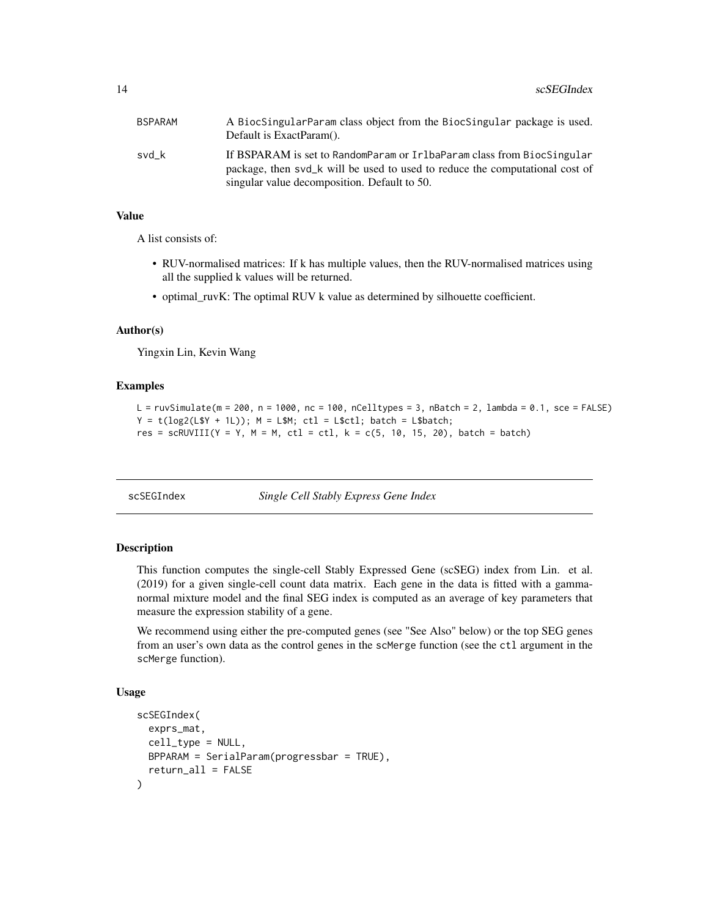| | |
|---|---|
| BSPARAM | A BiocSingularParam class object from the BiocSingular package is used. Default is ExactParam(). |
| svd_k | If BSPARAM is set to RandomParam or IrlbaParam class from BiocSingular package, then svd_k will be used to used to reduce the computational cost of singular value decomposition. Default to 50. |

### Value

A list consists of:

- RUV-normalised matrices: If k has multiple values, then the RUV-normalised matrices using all the supplied k values will be returned.
- optimal_ruvK: The optimal RUV k value as determined by silhouette coefficient.

### Author(s)

Yingxin Lin, Kevin Wang

### Examples

```
L = ruvSimulate(m = 200, n = 1000, nc = 100, nCelltypes = 3, nBatch = 2, lambda = 0.1, sce = FALSE)
Y = t(log2(L$Y + 1L)); M = L$M; ctl = L$ctl; batch = L$batch;
res = scRUVIII(Y = Y, M = M, ctl = ctl, k = c(5, 10, 15, 20), batch = batch)
```

---

## scSEGIndex *Single Cell Stably Express Gene Index*

---

### Description

This function computes the single-cell Stably Expressed Gene (scSEG) index from Lin. et al. (2019) for a given single-cell count data matrix. Each gene in the data is fitted with a gamma-normal mixture model and the final SEG index is computed as an average of key parameters that measure the expression stability of a gene.

We recommend using either the pre-computed genes (see "See Also" below) or the top SEG genes from an user's own data as the control genes in the scMerge function (see the ctl argument in the scMerge function).

### Usage

```
scSEGIndex(
  exprs_mat,
  cell_type = NULL,
  BPPARAM = SerialParam(progressbar = TRUE),
  return_all = FALSE
)
```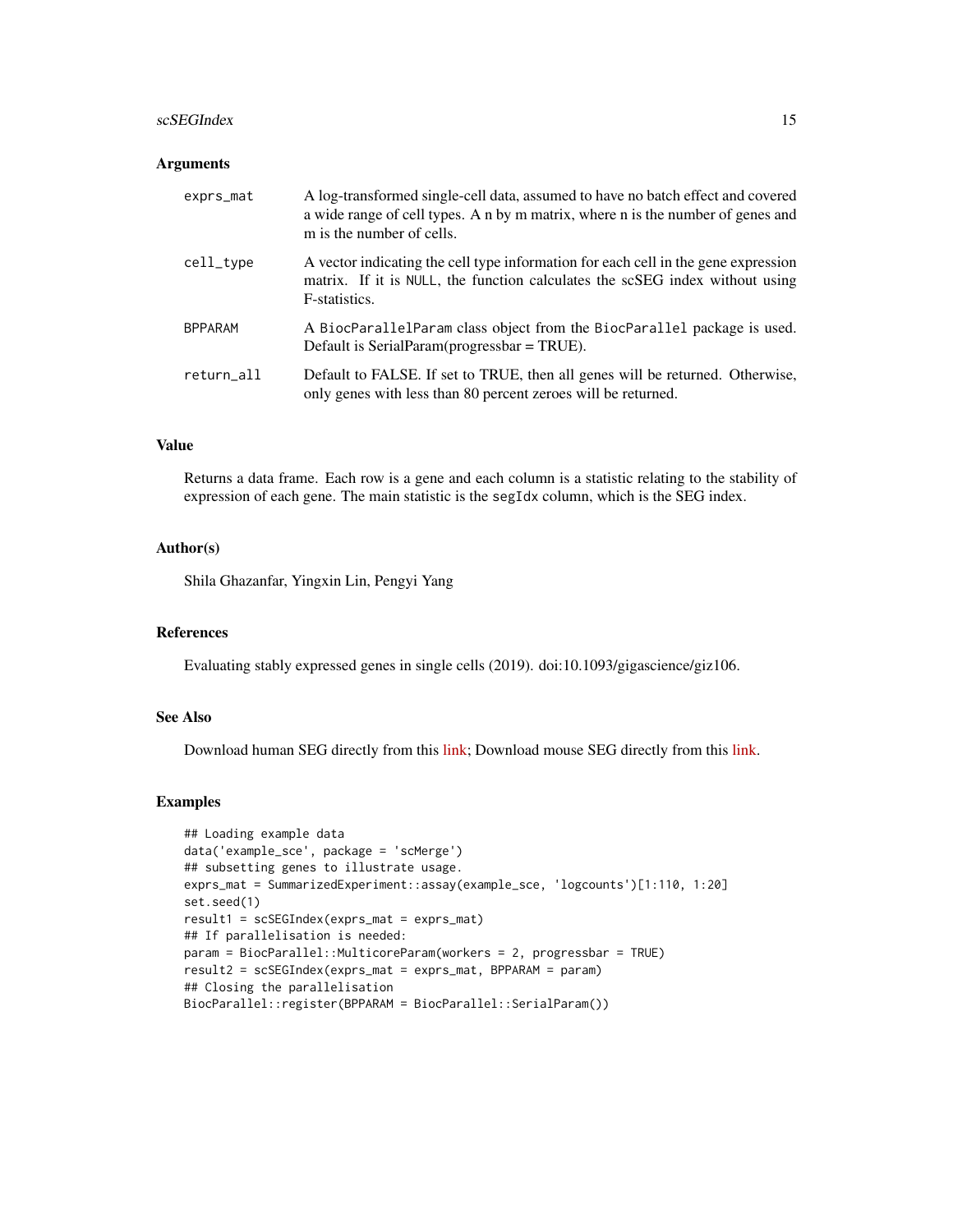## Arguments

| | |
|---|---|
| `exprs_mat` | A log-transformed single-cell data, assumed to have no batch effect and covered a wide range of cell types. A n by m matrix, where n is the number of genes and m is the number of cells. |
| `cell_type` | A vector indicating the cell type information for each cell in the gene expression matrix. If it is `NULL`, the function calculates the scSEG index without using F-statistics. |
| `BPPARAM` | A `BiocParallelParam` class object from the `BiocParallel` package is used. Default is SerialParam(progressbar = TRUE). |
| `return_all` | Default to FALSE. If set to TRUE, then all genes will be returned. Otherwise, only genes with less than 80 percent zeroes will be returned. |

## Value

Returns a data frame. Each row is a gene and each column is a statistic relating to the stability of expression of each gene. The main statistic is the `segIdx` column, which is the SEG index.

## Author(s)

Shila Ghazanfar, Yingxin Lin, Pengyi Yang

## References

Evaluating stably expressed genes in single cells (2019). doi:10.1093/gigascience/giz106.

## See Also

Download human SEG directly from this link; Download mouse SEG directly from this link.

## Examples

```
## Loading example data
data('example_sce', package = 'scMerge')
## subsetting genes to illustrate usage.
exprs_mat = SummarizedExperiment::assay(example_sce, 'logcounts')[1:110, 1:20]
set.seed(1)
result1 = scSEGIndex(exprs_mat = exprs_mat)
## If parallelisation is needed:
param = BiocParallel::MulticoreParam(workers = 2, progressbar = TRUE)
result2 = scSEGIndex(exprs_mat = exprs_mat, BPPARAM = param)
## Closing the parallelisation
BiocParallel::register(BPPARAM = BiocParallel::SerialParam())
```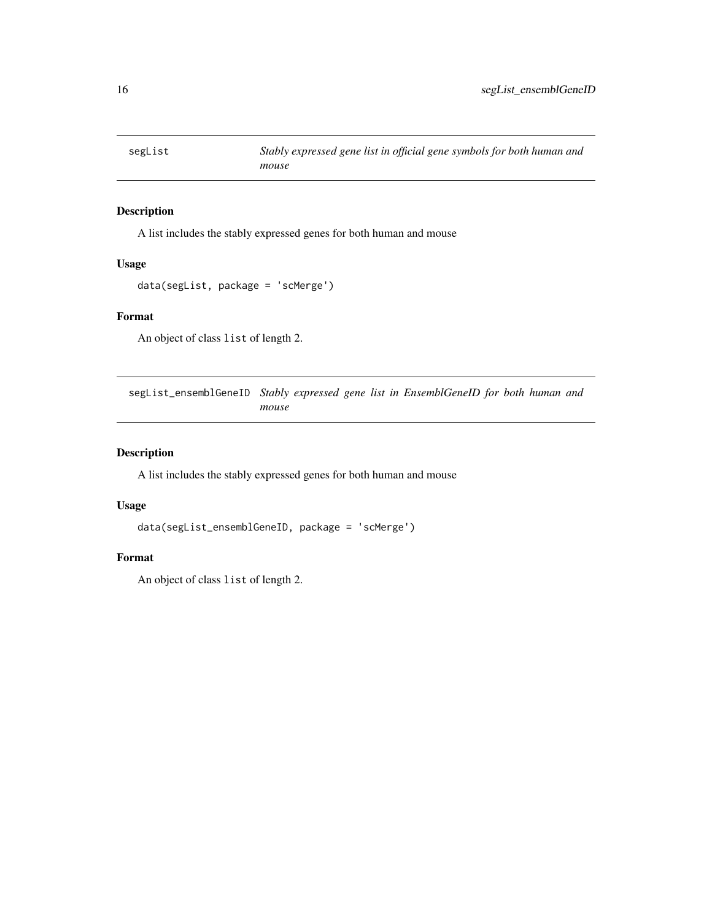## segList

*Stably expressed gene list in official gene symbols for both human and mouse*

### Description

A list includes the stably expressed genes for both human and mouse

### Usage

```
data(segList, package = 'scMerge')
```

### Format

An object of class `list` of length 2.

## segList_ensemblGeneID

*Stably expressed gene list in EnsemblGeneID for both human and mouse*

### Description

A list includes the stably expressed genes for both human and mouse

### Usage

```
data(segList_ensemblGeneID, package = 'scMerge')
```

### Format

An object of class `list` of length 2.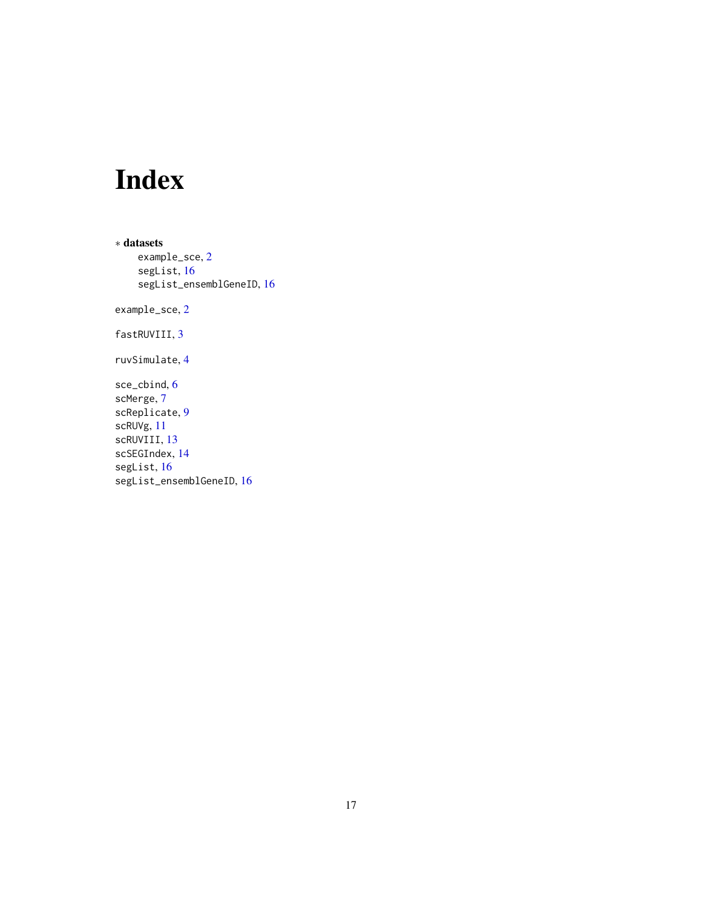# Index

∗ **datasets**
  example_sce, 2
  segList, 16
  segList_ensemblGeneID, 16

example_sce, 2

fastRUVIII, 3

ruvSimulate, 4

sce_cbind, 6
scMerge, 7
scReplicate, 9
scRUVg, 11
scRUVIII, 13
scSEGIndex, 14
segList, 16
segList_ensemblGeneID, 16